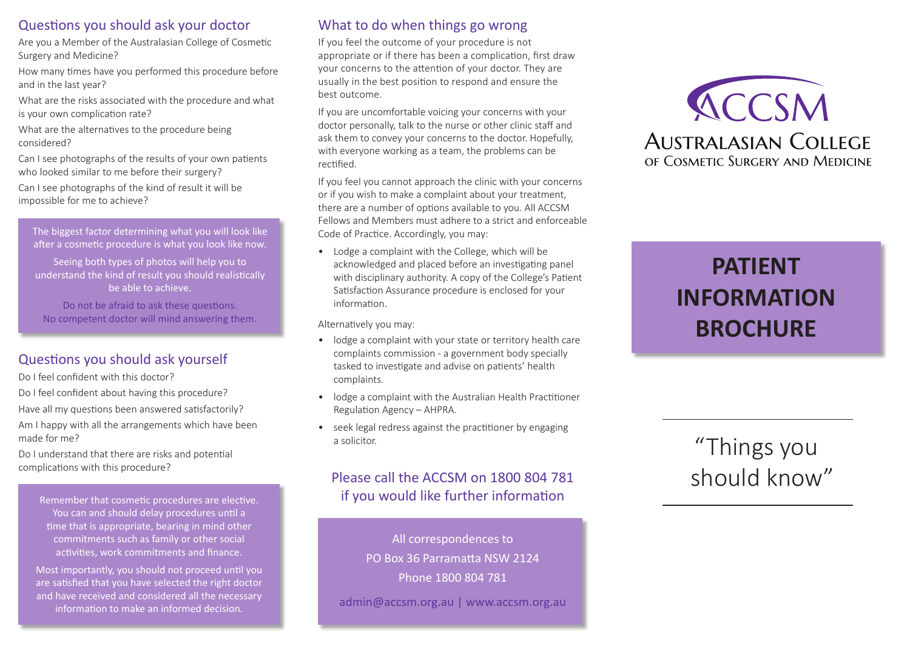## Questions you should ask your doctor

Are you a Member of the Australasian College of Cosmetic Surgery and Medicine?

How many times have you performed this procedure before and in the last year?

What are the risks associated with the procedure and what is your own complication rate?

What are the alternatives to the procedure being considered?

Can I see photographs of the results of your own patients who looked similar to me before their surgery?

Can I see photographs of the kind of result it will be impossible for me to achieve?

> The biggest factor determining what you will look like after a cosmetic procedure is what you look like now.
>
> Seeing both types of photos will help you to understand the kind of result you should realistically be able to achieve.
>
> Do not be afraid to ask these questions. No competent doctor will mind answering them.

## Questions you should ask yourself

Do I feel confident with this doctor?

Do I feel confident about having this procedure?

Have all my questions been answered satisfactorily?

Am I happy with all the arrangements which have been made for me?

Do I understand that there are risks and potential complications with this procedure?

> Remember that cosmetic procedures are elective. You can and should delay procedures until a time that is appropriate, bearing in mind other commitments such as family or other social activities, work commitments and finance.
>
> Most importantly, you should not proceed until you are satisfied that you have selected the right doctor and have received and considered all the necessary information to make an informed decision.

## What to do when things go wrong

If you feel the outcome of your procedure is not appropriate or if there has been a complication, first draw your concerns to the attention of your doctor. They are usually in the best position to respond and ensure the best outcome.

If you are uncomfortable voicing your concerns with your doctor personally, talk to the nurse or other clinic staff and ask them to convey your concerns to the doctor. Hopefully, with everyone working as a team, the problems can be rectified.

If you feel you cannot approach the clinic with your concerns or if you wish to make a complaint about your treatment, there are a number of options available to you. All ACCSM Fellows and Members must adhere to a strict and enforceable Code of Practice. Accordingly, you may:

- Lodge a complaint with the College, which will be acknowledged and placed before an investigating panel with disciplinary authority. A copy of the College's Patient Satisfaction Assurance procedure is enclosed for your information.

Alternatively you may:

- lodge a complaint with your state or territory health care complaints commission - a government body specially tasked to investigate and advise on patients' health complaints.
- lodge a complaint with the Australian Health Practitioner Regulation Agency – AHPRA.
- seek legal redress against the practitioner by engaging a solicitor.

**Please call the ACCSM on 1800 804 781 if you would like further information**

> All correspondences to
> PO Box 36 Parramatta NSW 2124
> Phone 1800 804 781
>
> admin@accsm.org.au | www.accsm.org.au

# ACCSM

## Australasian College of Cosmetic Surgery and Medicine

# PATIENT INFORMATION BROCHURE

"Things you should know"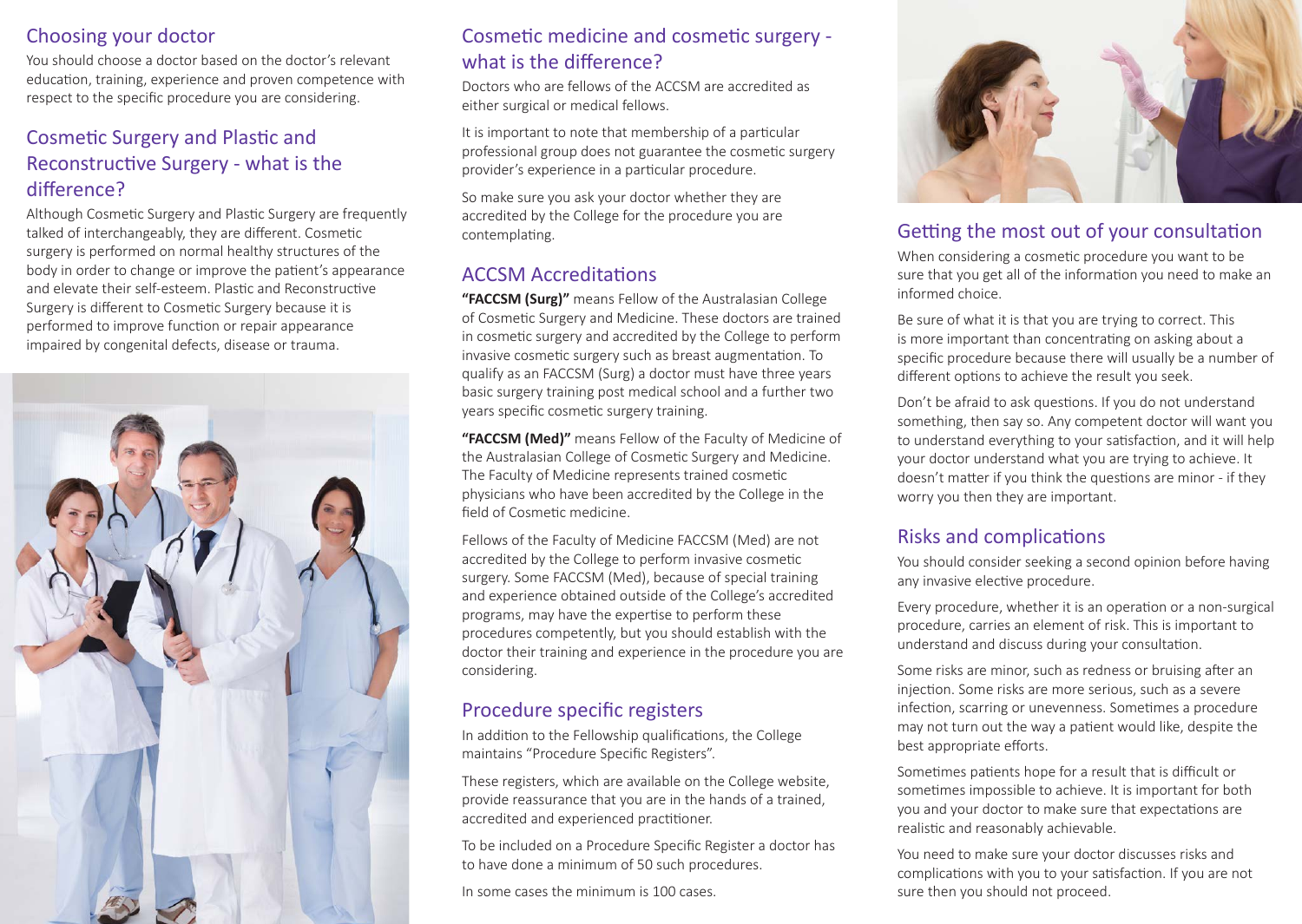## Choosing your doctor

You should choose a doctor based on the doctor's relevant education, training, experience and proven competence with respect to the specific procedure you are considering.

## Cosmetic Surgery and Plastic and Reconstructive Surgery - what is the difference?

Although Cosmetic Surgery and Plastic Surgery are frequently talked of interchangeably, they are different. Cosmetic surgery is performed on normal healthy structures of the body in order to change or improve the patient's appearance and elevate their self-esteem. Plastic and Reconstructive Surgery is different to Cosmetic Surgery because it is performed to improve function or repair appearance impaired by congenital defects, disease or trauma.

## Cosmetic medicine and cosmetic surgery - what is the difference?

Doctors who are fellows of the ACCSM are accredited as either surgical or medical fellows.

It is important to note that membership of a particular professional group does not guarantee the cosmetic surgery provider's experience in a particular procedure.

So make sure you ask your doctor whether they are accredited by the College for the procedure you are contemplating.

## ACCSM Accreditations

**"FACCSM (Surg)"** means Fellow of the Australasian College of Cosmetic Surgery and Medicine. These doctors are trained in cosmetic surgery and accredited by the College to perform invasive cosmetic surgery such as breast augmentation. To qualify as an FACCSM (Surg) a doctor must have three years basic surgery training post medical school and a further two years specific cosmetic surgery training.

**"FACCSM (Med)"** means Fellow of the Faculty of Medicine of the Australasian College of Cosmetic Surgery and Medicine. The Faculty of Medicine represents trained cosmetic physicians who have been accredited by the College in the field of Cosmetic medicine.

Fellows of the Faculty of Medicine FACCSM (Med) are not accredited by the College to perform invasive cosmetic surgery. Some FACCSM (Med), because of special training and experience obtained outside of the College's accredited programs, may have the expertise to perform these procedures competently, but you should establish with the doctor their training and experience in the procedure you are considering.

## Procedure specific registers

In addition to the Fellowship qualifications, the College maintains "Procedure Specific Registers".

These registers, which are available on the College website, provide reassurance that you are in the hands of a trained, accredited and experienced practitioner.

To be included on a Procedure Specific Register a doctor has to have done a minimum of 50 such procedures.

In some cases the minimum is 100 cases.

## Getting the most out of your consultation

When considering a cosmetic procedure you want to be sure that you get all of the information you need to make an informed choice.

Be sure of what it is that you are trying to correct. This is more important than concentrating on asking about a specific procedure because there will usually be a number of different options to achieve the result you seek.

Don't be afraid to ask questions. If you do not understand something, then say so. Any competent doctor will want you to understand everything to your satisfaction, and it will help your doctor understand what you are trying to achieve. It doesn't matter if you think the questions are minor - if they worry you then they are important.

## Risks and complications

You should consider seeking a second opinion before having any invasive elective procedure.

Every procedure, whether it is an operation or a non-surgical procedure, carries an element of risk. This is important to understand and discuss during your consultation.

Some risks are minor, such as redness or bruising after an injection. Some risks are more serious, such as a severe infection, scarring or unevenness. Sometimes a procedure may not turn out the way a patient would like, despite the best appropriate efforts.

Sometimes patients hope for a result that is difficult or sometimes impossible to achieve. It is important for both you and your doctor to make sure that expectations are realistic and reasonably achievable.

You need to make sure your doctor discusses risks and complications with you to your satisfaction. If you are not sure then you should not proceed.